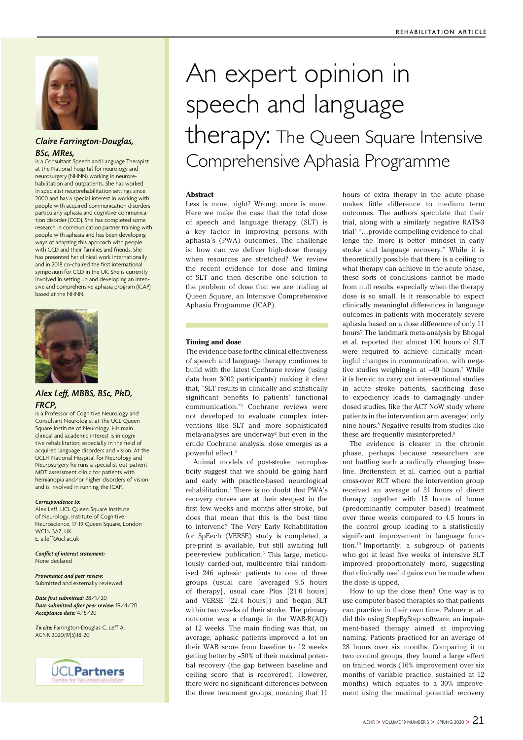# An expert opinion in speech and language therapy: The Queen Square Intensive Comprehensive Aphasia Programme

***Claire Farrington-Douglas, BSc, MRes,***
is a Consultant Speech and Language Therapist at the National hospital for neurology and neurosurgery (NHNN) working in neurorehabilitation and outpatients. She has worked in specialist neurorehabilitation settings since 2000 and has a special interest in working with people with acquired communication disorders particularly aphasia and cognitive-communication disorder (CCD). She has completed some research in communication partner training with people with aphasia and has been developing ways of adapting this approach with people with CCD and their families and friends. She has presented her clinical work internationally and in 2018 co-chaired the first international symposium for CCD in the UK. She is currently involved in setting up and developing an intensive and comprehensive aphasia program (ICAP) based at the NHNN.

***Alex Leff, MBBS, BSc, PhD, FRCP,***
is a Professor of Cognitive Neurology and Consultant Neurologist at the UCL Queen Square Institute of Neurology. His main clinical and academic interest is in cognitive rehabilitation, especially in the field of acquired language disorders and vision. At the UCLH National Hospital for Neurology and Neurosurgery he runs a specialist out-patient MDT assessment clinic for patients with hemianopia and/or higher disorders of vision and is involved in running the ICAP.

***Correspondence to:***
Alex Leff, UCL Queen Square Institute of Neurology, Institute of Cognitive Neuroscience, 17-19 Queen Square, London WC1N 3AZ, UK.
E. a.leff@ucl.ac.uk

***Conflict of interest statement:*** None declared

***Provenance and peer review:*** Submitted and externally reviewed

***Date first submitted:*** 28/1/20
***Date submitted after peer review:*** 19/4/20
***Acceptance date:*** 4/5/20

***To cite:*** Farrington-Douglas C, Leff A. ACNR 2020;19(3):18-20

UCLPartners Centre for Neurorehabilitation

### Abstract

Less is more, right? Wrong: more is more. Here we make the case that the total dose of speech and language therapy (SLT) is a key factor in improving persons with aphasia's (PWA) outcomes. The challenge is: how can we deliver high-dose therapy when resources are stretched? We review the recent evidence for dose and timing of SLT and then describe one solution to the problem of dose that we are trialing at Queen Square, an Intensive Comprehensive Aphasia Programme (ICAP).

### Timing and dose

The evidence base for the clinical effectiveness of speech and language therapy continues to build with the latest Cochrane review (using data from 3002 participants) making it clear that, "SLT results in clinically and statistically significant benefits to patients' functional communication."[1] Cochrane reviews were not developed to evaluate complex interventions like SLT and more sophisticated meta-analyses are underway[2] but even in the crude Cochrane analysis, dose emerges as a powerful effect.[3]

Animal models of post-stroke neuroplasticity suggest that we should be going hard and early with practice-based neurological rehabilitation.[4] There is no doubt that PWA's recovery curves are at their steepest in the first few weeks and months after stroke, but does that mean that this is the best time to intervene? The Very Early Rehabilitation for SpEech (VERSE) study is completed, a pre-print is available, but still awaiting full peer-review publication.[5] This large, meticulously carried-out, multicentre trial randomised 246 aphasic patients to one of three groups (usual care [averaged 9.5 hours of therapy], usual care Plus [21.0 hours] and VERSE [22.4 hours]) and began SLT within two weeks of their stroke. The primary outcome was a change in the WAB-R(AQ) at 12 weeks. The main finding was that, on average, aphasic patients improved a lot on their WAB score from baseline to 12 weeks getting better by ~50% of their maximal potential recovery (the gap between baseline and ceiling score that is recovered). However, there were no significant differences between the three treatment groups, meaning that 11 hours of extra therapy in the acute phase makes little difference to medium term outcomes. The authors speculate that their trial, along with a similarly negative RATS-3 trial[6] "…provide compelling evidence to challenge the 'more is better' mindset in early stroke and language recovery." While it is theoretically possible that there is a ceiling to what therapy can achieve in the acute phase, these sorts of conclusions cannot be made from null results, especially when the therapy dose is so small. Is it reasonable to expect clinically meaningful differences in language outcomes in patients with moderately severe aphasia based on a dose difference of only 11 hours? The landmark meta-analysis by Bhogal et al. reported that almost 100 hours of SLT were required to achieve clinically meaningful changes in communication, with negative studies weighing-in at ~40 hours.[7] While it is heroic to carry out interventional studies in acute stroke patients, sacrificing dose to expediency leads to damagingly underdosed studies, like the ACT NoW study where patients in the intervention arm averaged only nine hours.[8] Negative results from studies like these are frequently misinterpreted.[9]

The evidence is clearer in the chronic phase, perhaps because researchers are not battling such a radically changing baseline. Breitenstein et al. carried out a partial cross-over RCT where the intervention group received an average of 31 hours of direct therapy together with 15 hours of home (predominantly computer based) treatment over three weeks compared to 4.5 hours in the control group leading to a statistically significant improvement in language function.[10] Importantly, a subgroup of patients who got at least five weeks of intensive SLT improved proportionately more, suggesting that clinically useful gains can be made when the dose is upped.

How to up the dose then? One way is to use computer-based therapies so that patients can practice in their own time. Palmer et al. did this using StepByStep software, an impairment-based therapy aimed at improving naming. Patients practiced for an average of 28 hours over six months. Comparing it to two control groups, they found a large effect on trained words (16% improvement over six months of variable practice, sustained at 12 months) which equates to a 30% improvement using the maximal potential recovery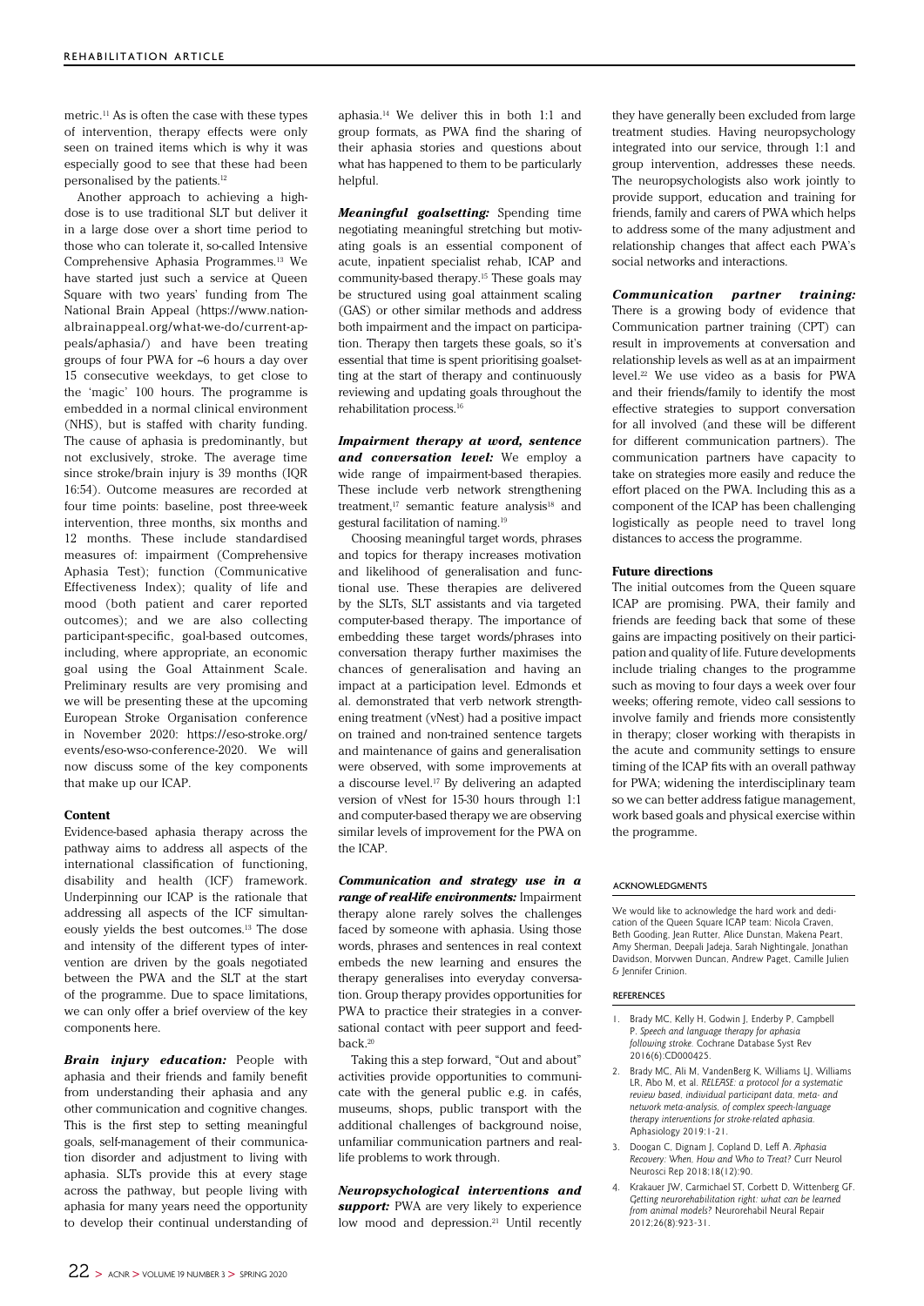metric.[11] As is often the case with these types of intervention, therapy effects were only seen on trained items which is why it was especially good to see that these had been personalised by the patients.[12]

Another approach to achieving a high-dose is to use traditional SLT but deliver it in a large dose over a short time period to those who can tolerate it, so-called Intensive Comprehensive Aphasia Programmes.[13] We have started just such a service at Queen Square with two years' funding from The National Brain Appeal (https://www.nationalbrainappeal.org/what-we-do/current-appeals/aphasia/) and have been treating groups of four PWA for ~6 hours a day over 15 consecutive weekdays, to get close to the 'magic' 100 hours. The programme is embedded in a normal clinical environment (NHS), but is staffed with charity funding. The cause of aphasia is predominantly, but not exclusively, stroke. The average time since stroke/brain injury is 39 months (IQR 16:54). Outcome measures are recorded at four time points: baseline, post three-week intervention, three months, six months and 12 months. These include standardised measures of: impairment (Comprehensive Aphasia Test); function (Communicative Effectiveness Index); quality of life and mood (both patient and carer reported outcomes); and we are also collecting participant-specific, goal-based outcomes, including, where appropriate, an economic goal using the Goal Attainment Scale. Preliminary results are very promising and we will be presenting these at the upcoming European Stroke Organisation conference in November 2020: https://eso-stroke.org/events/eso-wso-conference-2020. We will now discuss some of the key components that make up our ICAP.

#### Content

Evidence-based aphasia therapy across the pathway aims to address all aspects of the international classification of functioning, disability and health (ICF) framework. Underpinning our ICAP is the rationale that addressing all aspects of the ICF simultaneously yields the best outcomes.[13] The dose and intensity of the different types of intervention are driven by the goals negotiated between the PWA and the SLT at the start of the programme. Due to space limitations, we can only offer a brief overview of the key components here.

***Brain injury education:*** People with aphasia and their friends and family benefit from understanding their aphasia and any other communication and cognitive changes. This is the first step to setting meaningful goals, self-management of their communication disorder and adjustment to living with aphasia. SLTs provide this at every stage across the pathway, but people living with aphasia for many years need the opportunity to develop their continual understanding of aphasia.[14] We deliver this in both 1:1 and group formats, as PWA find the sharing of their aphasia stories and questions about what has happened to them to be particularly helpful.

***Meaningful goalsetting:*** Spending time negotiating meaningful stretching but motivating goals is an essential component of acute, inpatient specialist rehab, ICAP and community-based therapy.[15] These goals may be structured using goal attainment scaling (GAS) or other similar methods and address both impairment and the impact on participation. Therapy then targets these goals, so it's essential that time is spent prioritising goalsetting at the start of therapy and continuously reviewing and updating goals throughout the rehabilitation process.[16]

***Impairment therapy at word, sentence and conversation level:*** We employ a wide range of impairment-based therapies. These include verb network strengthening treatment,[17] semantic feature analysis[18] and gestural facilitation of naming.[19]

Choosing meaningful target words, phrases and topics for therapy increases motivation and likelihood of generalisation and functional use. These therapies are delivered by the SLTs, SLT assistants and via targeted computer-based therapy. The importance of embedding these target words/phrases into conversation therapy further maximises the chances of generalisation and having an impact at a participation level. Edmonds et al. demonstrated that verb network strengthening treatment (vNest) had a positive impact on trained and non-trained sentence targets and maintenance of gains and generalisation were observed, with some improvements at a discourse level.[17] By delivering an adapted version of vNest for 15-30 hours through 1:1 and computer-based therapy we are observing similar levels of improvement for the PWA on the ICAP.

***Communication and strategy use in a range of real-life environments:*** Impairment therapy alone rarely solves the challenges faced by someone with aphasia. Using those words, phrases and sentences in real context embeds the new learning and ensures the therapy generalises into everyday conversation. Group therapy provides opportunities for PWA to practice their strategies in a conversational contact with peer support and feedback.[20]

Taking this a step forward, "Out and about" activities provide opportunities to communicate with the general public e.g. in cafés, museums, shops, public transport with the additional challenges of background noise, unfamiliar communication partners and real-life problems to work through.

***Neuropsychological interventions and support:*** PWA are very likely to experience low mood and depression.[21] Until recently they have generally been excluded from large treatment studies. Having neuropsychology integrated into our service, through 1:1 and group intervention, addresses these needs. The neuropsychologists also work jointly to provide support, education and training for friends, family and carers of PWA which helps to address some of the many adjustment and relationship changes that affect each PWA's social networks and interactions.

***Communication partner training:*** There is a growing body of evidence that Communication partner training (CPT) can result in improvements at conversation and relationship levels as well as at an impairment level.[22] We use video as a basis for PWA and their friends/family to identify the most effective strategies to support conversation for all involved (and these will be different for different communication partners). The communication partners have capacity to take on strategies more easily and reduce the effort placed on the PWA. Including this as a component of the ICAP has been challenging logistically as people need to travel long distances to access the programme.

#### Future directions

The initial outcomes from the Queen square ICAP are promising. PWA, their family and friends are feeding back that some of these gains are impacting positively on their participation and quality of life. Future developments include trialing changes to the programme such as moving to four days a week over four weeks; offering remote, video call sessions to involve family and friends more consistently in therapy; closer working with therapists in the acute and community settings to ensure timing of the ICAP fits with an overall pathway for PWA; widening the interdisciplinary team so we can better address fatigue management, work based goals and physical exercise within the programme.

#### ACKNOWLEDGMENTS

We would like to acknowledge the hard work and dedication of the Queen Square ICAP team: Nicola Craven, Beth Gooding, Jean Rutter, Alice Dunstan, Makena Peart, Amy Sherman, Deepali Jadeja, Sarah Nightingale, Jonathan Davidson, Morvwen Duncan, Andrew Paget, Camille Julien & Jennifer Crinion.

#### REFERENCES

1. Brady MC, Kelly H, Godwin J, Enderby P, Campbell P. *Speech and language therapy for aphasia following stroke.* Cochrane Database Syst Rev 2016(6):CD000425.
2. Brady MC, Ali M, VandenBerg K, Williams LJ, Williams LR, Abo M, et al. *RELEASE: a protocol for a systematic review based, individual participant data, meta- and network meta-analysis, of complex speech-language therapy interventions for stroke-related aphasia.* Aphasiology 2019:1-21.
3. Doogan C, Dignam J, Copland D, Leff A. *Aphasia Recovery: When, How and Who to Treat?* Curr Neurol Neurosci Rep 2018;18(12):90.
4. Krakauer JW, Carmichael ST, Corbett D, Wittenberg GF. *Getting neurorehabilitation right: what can be learned from animal models?* Neurorehabil Neural Repair 2012;26(8):923-31.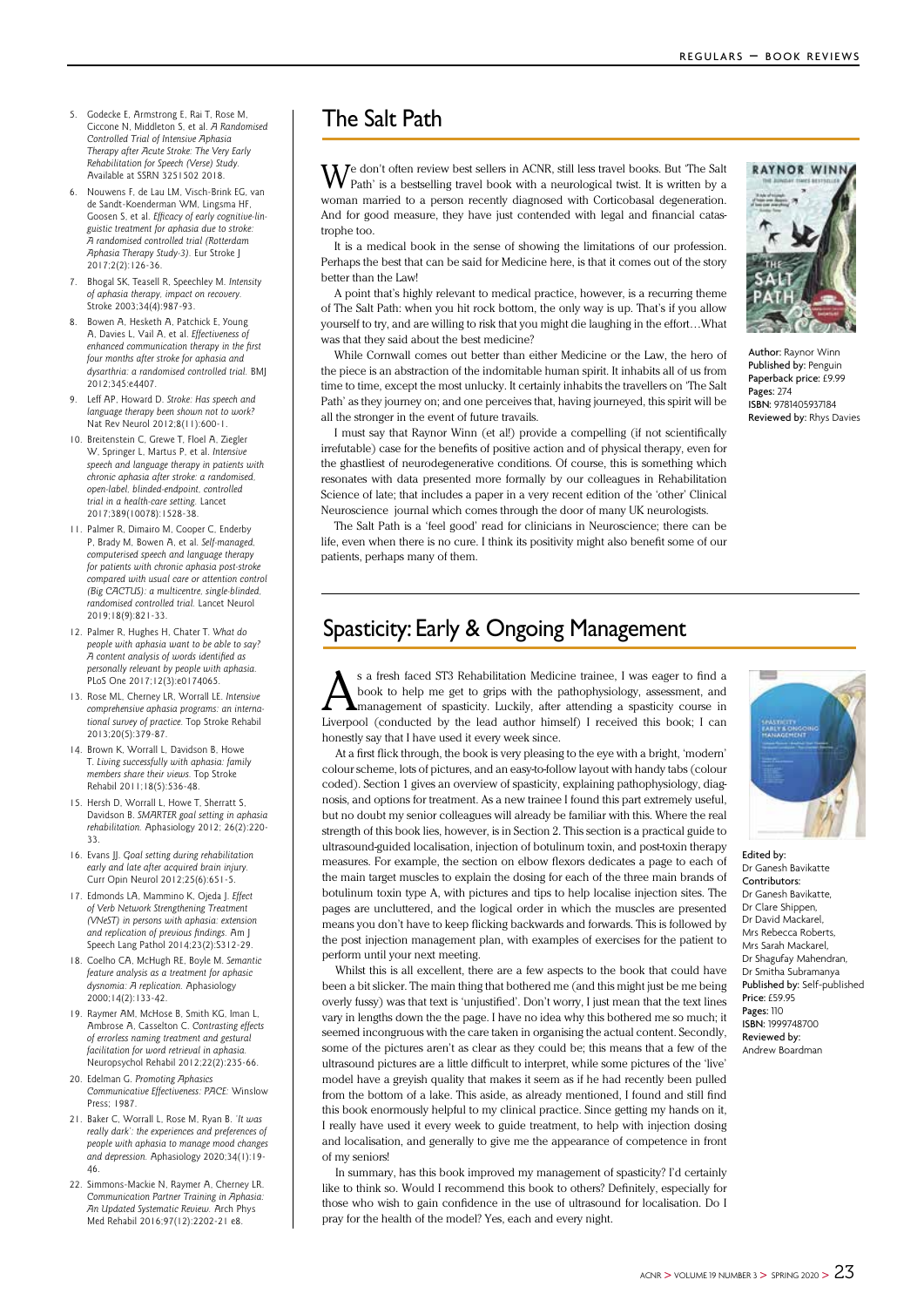5. Godecke E, Armstrong E, Rai T, Rose M, Ciccone N, Middleton S, et al. *A Randomised Controlled Trial of Intensive Aphasia Therapy after Acute Stroke: The Very Early Rehabilitation for Speech (Verse) Study.* Available at SSRN 3251502 2018.
6. Nouwens F, de Lau LM, Visch-Brink EG, van de Sandt-Koenderman WM, Lingsma HF, Goosen S, et al. *Efficacy of early cognitive-linguistic treatment for aphasia due to stroke: A randomised controlled trial (Rotterdam Aphasia Therapy Study-3).* Eur Stroke J 2017;2(2):126-36.
7. Bhogal SK, Teasell R, Speechley M. *Intensity of aphasia therapy, impact on recovery.* Stroke 2003;34(4):987-93.
8. Bowen A, Hesketh A, Patchick E, Young A, Davies L, Vail A, et al. *Effectiveness of enhanced communication therapy in the first four months after stroke for aphasia and dysarthria: a randomised controlled trial.* BMJ 2012;345:e4407.
9. Leff AP, Howard D. *Stroke: Has speech and language therapy been shown not to work?* Nat Rev Neurol 2012;8(11):600-1.
10. Breitenstein C, Grewe T, Floel A, Ziegler W, Springer L, Martus P, et al. *Intensive speech and language therapy in patients with chronic aphasia after stroke: a randomised, open-label, blinded-endpoint, controlled trial in a health-care setting.* Lancet 2017;389(10078):1528-38.
11. Palmer R, Dimairo M, Cooper C, Enderby P, Brady M, Bowen A, et al. *Self-managed, computerised speech and language therapy for patients with chronic aphasia post-stroke compared with usual care or attention control (Big CACTUS): a multicentre, single-blinded, randomised controlled trial.* Lancet Neurol 2019;18(9):821-33.
12. Palmer R, Hughes H, Chater T. *What do people with aphasia want to be able to say? A content analysis of words identified as personally relevant by people with aphasia.* PLoS One 2017;12(3):e0174065.
13. Rose ML, Cherney LR, Worrall LE. *Intensive comprehensive aphasia programs: an international survey of practice.* Top Stroke Rehabil 2013;20(5):379-87.
14. Brown K, Worrall L, Davidson B, Howe T. *Living successfully with aphasia: family members share their views.* Top Stroke Rehabil 2011;18(5):536-48.
15. Hersh D, Worrall L, Howe T, Sherratt S, Davidson B. *SMARTER goal setting in aphasia rehabilitation.* Aphasiology 2012; 26(2):220-33.
16. Evans JJ. *Goal setting during rehabilitation early and late after acquired brain injury.* Curr Opin Neurol 2012;25(6):651-5.
17. Edmonds LA, Mammino K, Ojeda J. *Effect of Verb Network Strengthening Treatment (VNeST) in persons with aphasia: extension and replication of previous findings.* Am J Speech Lang Pathol 2014;23(2):S312-29.
18. Coelho CA, McHugh RE, Boyle M. *Semantic feature analysis as a treatment for aphasic dysnomia: A replication.* Aphasiology 2000;14(2):133-42.
19. Raymer AM, McHose B, Smith KG, Iman L, Ambrose A, Casselton C. *Contrasting effects of errorless naming treatment and gestural facilitation for word retrieval in aphasia.* Neuropsychol Rehabil 2012;22(2):235-66.
20. Edelman G. *Promoting Aphasics Communicative Effectiveness: PACE:* Winslow Press; 1987.
21. Baker C, Worrall L, Rose M, Ryan B. *'It was really dark': the experiences and preferences of people with aphasia to manage mood changes and depression.* Aphasiology 2020;34(1):19-46.
22. Simmons-Mackie N, Raymer A, Cherney LR. *Communication Partner Training in Aphasia: An Updated Systematic Review.* Arch Phys Med Rehabil 2016;97(12):2202-21 e8.

# The Salt Path

We don't often review best sellers in ACNR, still less travel books. But 'The Salt Path' is a bestselling travel book with a neurological twist. It is written by a woman married to a person recently diagnosed with Corticobasal degeneration. And for good measure, they have just contended with legal and financial catastrophe too.

It is a medical book in the sense of showing the limitations of our profession. Perhaps the best that can be said for Medicine here, is that it comes out of the story better than the Law!

A point that's highly relevant to medical practice, however, is a recurring theme of The Salt Path: when you hit rock bottom, the only way is up. That's if you allow yourself to try, and are willing to risk that you might die laughing in the effort…What was that they said about the best medicine?

While Cornwall comes out better than either Medicine or the Law, the hero of the piece is an abstraction of the indomitable human spirit. It inhabits all of us from time to time, except the most unlucky. It certainly inhabits the travellers on 'The Salt Path' as they journey on; and one perceives that, having journeyed, this spirit will be all the stronger in the event of future travails.

I must say that Raynor Winn (et al!) provide a compelling (if not scientifically irrefutable) case for the benefits of positive action and of physical therapy, even for the ghastliest of neurodegenerative conditions. Of course, this is something which resonates with data presented more formally by our colleagues in Rehabilitation Science of late; that includes a paper in a very recent edition of the 'other' Clinical Neuroscience journal which comes through the door of many UK neurologists.

The Salt Path is a 'feel good' read for clinicians in Neuroscience; there can be life, even when there is no cure. I think its positivity might also benefit some of our patients, perhaps many of them.

**Author:** Raynor Winn
**Published by:** Penguin
**Paperback price:** £9.99
**Pages:** 274
**ISBN:** 9781405937184
**Reviewed by:** Rhys Davies

# Spasticity: Early & Ongoing Management

As a fresh faced ST3 Rehabilitation Medicine trainee, I was eager to find a book to help me get to grips with the pathophysiology, assessment, and management of spasticity. Luckily, after attending a spasticity course in Liverpool (conducted by the lead author himself) I received this book; I can honestly say that I have used it every week since.

At a first flick through, the book is very pleasing to the eye with a bright, 'modern' colour scheme, lots of pictures, and an easy-to-follow layout with handy tabs (colour coded). Section 1 gives an overview of spasticity, explaining pathophysiology, diagnosis, and options for treatment. As a new trainee I found this part extremely useful, but no doubt my senior colleagues will already be familiar with this. Where the real strength of this book lies, however, is in Section 2. This section is a practical guide to ultrasound-guided localisation, injection of botulinum toxin, and post-toxin therapy measures. For example, the section on elbow flexors dedicates a page to each of the main target muscles to explain the dosing for each of the three main brands of botulinum toxin type A, with pictures and tips to help localise injection sites. The pages are uncluttered, and the logical order in which the muscles are presented means you don't have to keep flicking backwards and forwards. This is followed by the post injection management plan, with examples of exercises for the patient to perform until your next meeting.

Whilst this is all excellent, there are a few aspects to the book that could have been a bit slicker. The main thing that bothered me (and this might just be me being overly fussy) was that text is 'unjustified'. Don't worry, I just mean that the text lines vary in lengths down the the page. I have no idea why this bothered me so much; it seemed incongruous with the care taken in organising the actual content. Secondly, some of the pictures aren't as clear as they could be; this means that a few of the ultrasound pictures are a little difficult to interpret, while some pictures of the 'live' model have a greyish quality that makes it seem as if he had recently been pulled from the bottom of a lake. This aside, as already mentioned, I found and still find this book enormously helpful to my clinical practice. Since getting my hands on it, I really have used it every week to guide treatment, to help with injection dosing and localisation, and generally to give me the appearance of competence in front of my seniors!

In summary, has this book improved my management of spasticity? I'd certainly like to think so. Would I recommend this book to others? Definitely, especially for those who wish to gain confidence in the use of ultrasound for localisation. Do I pray for the health of the model? Yes, each and every night.

**Edited by:**
Dr Ganesh Bavikatte
**Contributors:**
Dr Ganesh Bavikatte,
Dr Clare Shippen,
Dr David Mackarel,
Mrs Rebecca Roberts,
Mrs Sarah Mackarel,
Dr Shagufay Mahendran,
Dr Smitha Subramanya
**Published by:** Self-published
**Price:** £59.95
**Pages:** 110
**ISBN:** 1999748700
**Reviewed by:**
Andrew Boardman